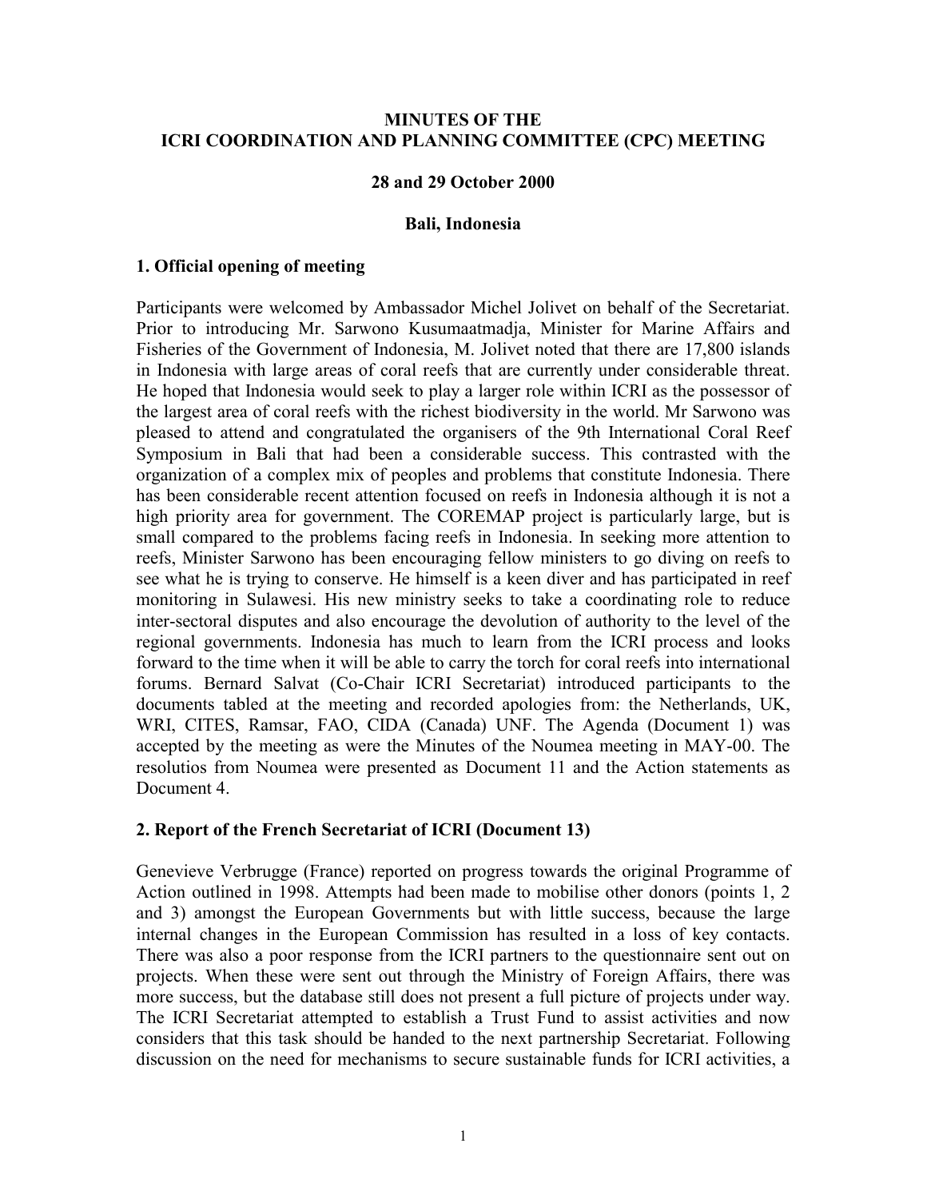**MINUTES OF THE ICRI COORDINATION AND PLANNING COMMITTEE (CPC) MEETING**

**28 and 29 October 2000**

**Bali, Indonesia**

## 1. Official opening of meeting

Participants were welcomed by Ambassador Michel Jolivet on behalf of the Secretariat. Prior to introducing Mr. Sarwono Kusumaatmadja, Minister for Marine Affairs and Fisheries of the Government of Indonesia, M. Jolivet noted that there are 17,800 islands in Indonesia with large areas of coral reefs that are currently under considerable threat. He hoped that Indonesia would seek to play a larger role within ICRI as the possessor of the largest area of coral reefs with the richest biodiversity in the world. Mr Sarwono was pleased to attend and congratulated the organisers of the 9th International Coral Reef Symposium in Bali that had been a considerable success. This contrasted with the organization of a complex mix of peoples and problems that constitute Indonesia. There has been considerable recent attention focused on reefs in Indonesia although it is not a high priority area for government. The COREMAP project is particularly large, but is small compared to the problems facing reefs in Indonesia. In seeking more attention to reefs, Minister Sarwono has been encouraging fellow ministers to go diving on reefs to see what he is trying to conserve. He himself is a keen diver and has participated in reef monitoring in Sulawesi. His new ministry seeks to take a coordinating role to reduce inter-sectoral disputes and also encourage the devolution of authority to the level of the regional governments. Indonesia has much to learn from the ICRI process and looks forward to the time when it will be able to carry the torch for coral reefs into international forums. Bernard Salvat (Co-Chair ICRI Secretariat) introduced participants to the documents tabled at the meeting and recorded apologies from: the Netherlands, UK, WRI, CITES, Ramsar, FAO, CIDA (Canada) UNF. The Agenda (Document 1) was accepted by the meeting as were the Minutes of the Noumea meeting in MAY-00. The resolutios from Noumea were presented as Document 11 and the Action statements as Document 4.

## 2. Report of the French Secretariat of ICRI (Document 13)

Genevieve Verbrugge (France) reported on progress towards the original Programme of Action outlined in 1998. Attempts had been made to mobilise other donors (points 1, 2 and 3) amongst the European Governments but with little success, because the large internal changes in the European Commission has resulted in a loss of key contacts. There was also a poor response from the ICRI partners to the questionnaire sent out on projects. When these were sent out through the Ministry of Foreign Affairs, there was more success, but the database still does not present a full picture of projects under way. The ICRI Secretariat attempted to establish a Trust Fund to assist activities and now considers that this task should be handed to the next partnership Secretariat. Following discussion on the need for mechanisms to secure sustainable funds for ICRI activities, a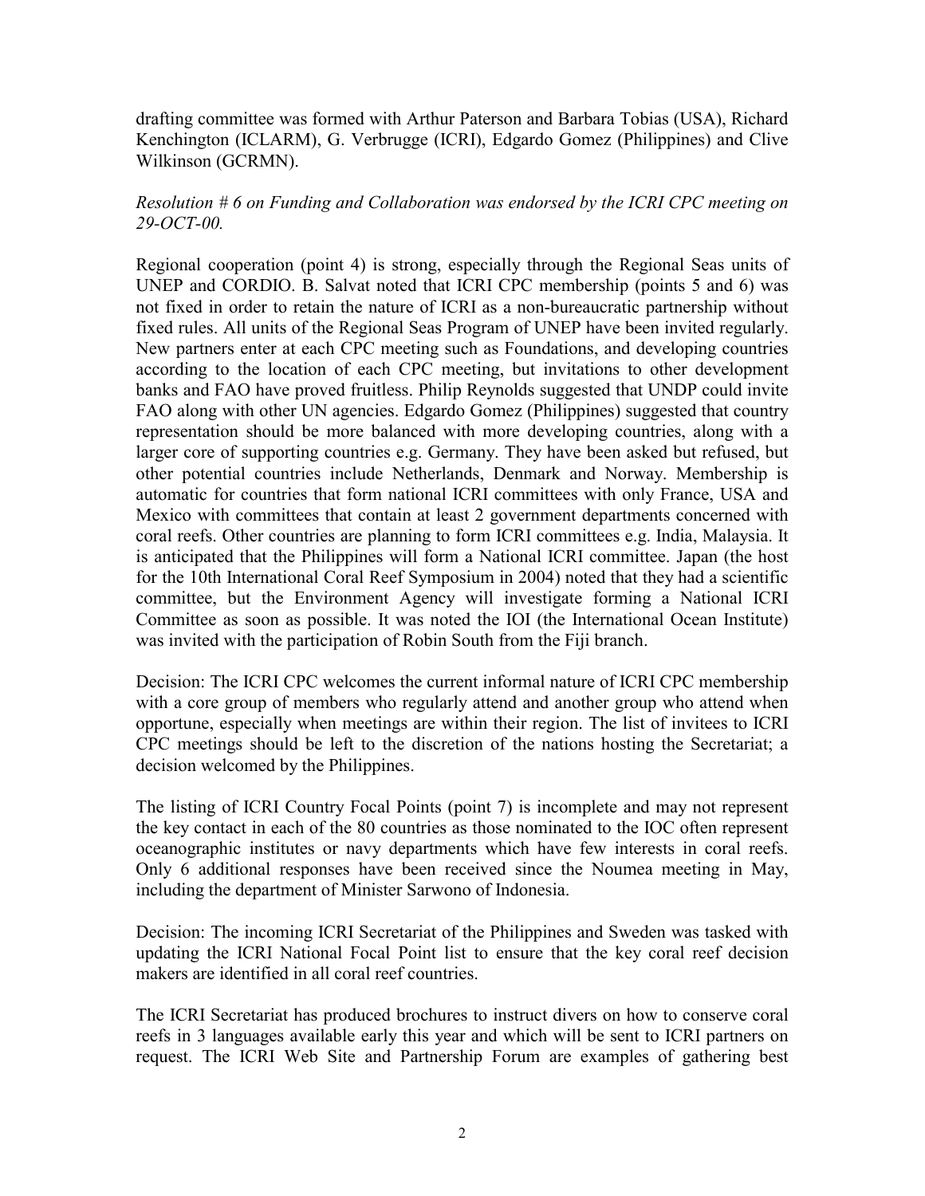drafting committee was formed with Arthur Paterson and Barbara Tobias (USA), Richard Kenchington (ICLARM), G. Verbrugge (ICRI), Edgardo Gomez (Philippines) and Clive Wilkinson (GCRMN).

*Resolution # 6 on Funding and Collaboration was endorsed by the ICRI CPC meeting on 29-OCT-00.*

Regional cooperation (point 4) is strong, especially through the Regional Seas units of UNEP and CORDIO. B. Salvat noted that ICRI CPC membership (points 5 and 6) was not fixed in order to retain the nature of ICRI as a non-bureaucratic partnership without fixed rules. All units of the Regional Seas Program of UNEP have been invited regularly. New partners enter at each CPC meeting such as Foundations, and developing countries according to the location of each CPC meeting, but invitations to other development banks and FAO have proved fruitless. Philip Reynolds suggested that UNDP could invite FAO along with other UN agencies. Edgardo Gomez (Philippines) suggested that country representation should be more balanced with more developing countries, along with a larger core of supporting countries e.g. Germany. They have been asked but refused, but other potential countries include Netherlands, Denmark and Norway. Membership is automatic for countries that form national ICRI committees with only France, USA and Mexico with committees that contain at least 2 government departments concerned with coral reefs. Other countries are planning to form ICRI committees e.g. India, Malaysia. It is anticipated that the Philippines will form a National ICRI committee. Japan (the host for the 10th International Coral Reef Symposium in 2004) noted that they had a scientific committee, but the Environment Agency will investigate forming a National ICRI Committee as soon as possible. It was noted the IOI (the International Ocean Institute) was invited with the participation of Robin South from the Fiji branch.

Decision: The ICRI CPC welcomes the current informal nature of ICRI CPC membership with a core group of members who regularly attend and another group who attend when opportune, especially when meetings are within their region. The list of invitees to ICRI CPC meetings should be left to the discretion of the nations hosting the Secretariat; a decision welcomed by the Philippines.

The listing of ICRI Country Focal Points (point 7) is incomplete and may not represent the key contact in each of the 80 countries as those nominated to the IOC often represent oceanographic institutes or navy departments which have few interests in coral reefs. Only 6 additional responses have been received since the Noumea meeting in May, including the department of Minister Sarwono of Indonesia.

Decision: The incoming ICRI Secretariat of the Philippines and Sweden was tasked with updating the ICRI National Focal Point list to ensure that the key coral reef decision makers are identified in all coral reef countries.

The ICRI Secretariat has produced brochures to instruct divers on how to conserve coral reefs in 3 languages available early this year and which will be sent to ICRI partners on request. The ICRI Web Site and Partnership Forum are examples of gathering best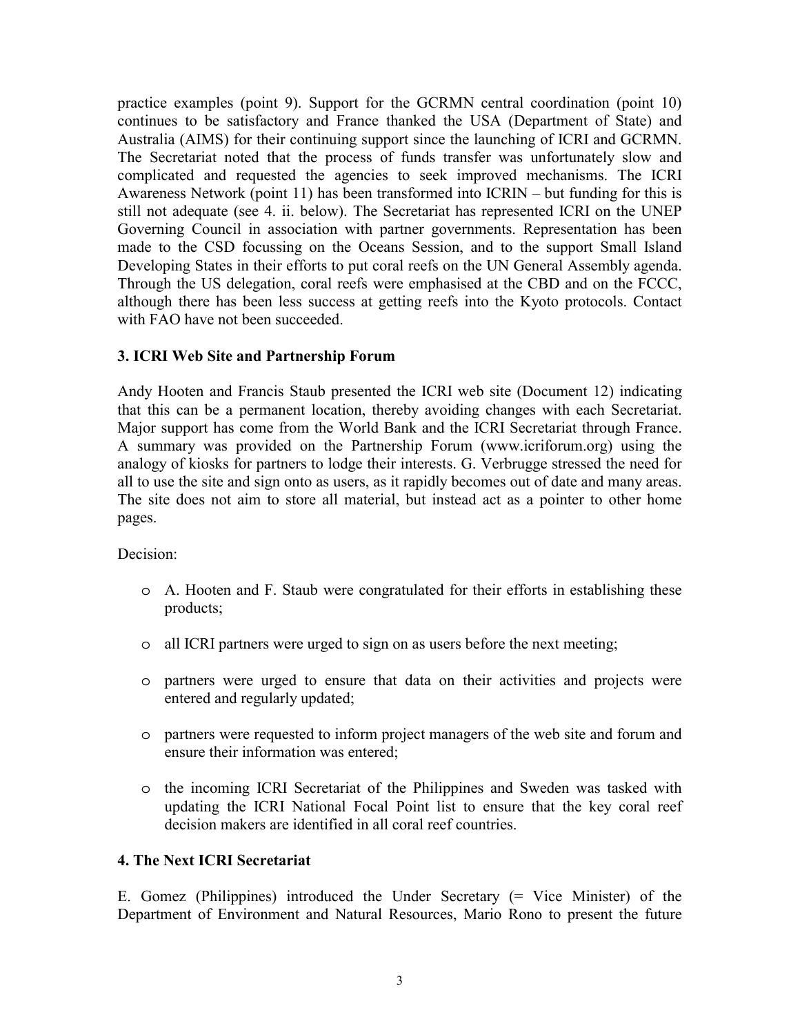practice examples (point 9). Support for the GCRMN central coordination (point 10) continues to be satisfactory and France thanked the USA (Department of State) and Australia (AIMS) for their continuing support since the launching of ICRI and GCRMN. The Secretariat noted that the process of funds transfer was unfortunately slow and complicated and requested the agencies to seek improved mechanisms. The ICRI Awareness Network (point 11) has been transformed into ICRIN – but funding for this is still not adequate (see 4. ii. below). The Secretariat has represented ICRI on the UNEP Governing Council in association with partner governments. Representation has been made to the CSD focussing on the Oceans Session, and to the support Small Island Developing States in their efforts to put coral reefs on the UN General Assembly agenda. Through the US delegation, coral reefs were emphasised at the CBD and on the FCCC, although there has been less success at getting reefs into the Kyoto protocols. Contact with FAO have not been succeeded.

### 3. ICRI Web Site and Partnership Forum

Andy Hooten and Francis Staub presented the ICRI web site (Document 12) indicating that this can be a permanent location, thereby avoiding changes with each Secretariat. Major support has come from the World Bank and the ICRI Secretariat through France. A summary was provided on the Partnership Forum (www.icriforum.org) using the analogy of kiosks for partners to lodge their interests. G. Verbrugge stressed the need for all to use the site and sign onto as users, as it rapidly becomes out of date and many areas. The site does not aim to store all material, but instead act as a pointer to other home pages.

Decision:

- A. Hooten and F. Staub were congratulated for their efforts in establishing these products;
- all ICRI partners were urged to sign on as users before the next meeting;
- partners were urged to ensure that data on their activities and projects were entered and regularly updated;
- partners were requested to inform project managers of the web site and forum and ensure their information was entered;
- the incoming ICRI Secretariat of the Philippines and Sweden was tasked with updating the ICRI National Focal Point list to ensure that the key coral reef decision makers are identified in all coral reef countries.

### 4. The Next ICRI Secretariat

E. Gomez (Philippines) introduced the Under Secretary (= Vice Minister) of the Department of Environment and Natural Resources, Mario Rono to present the future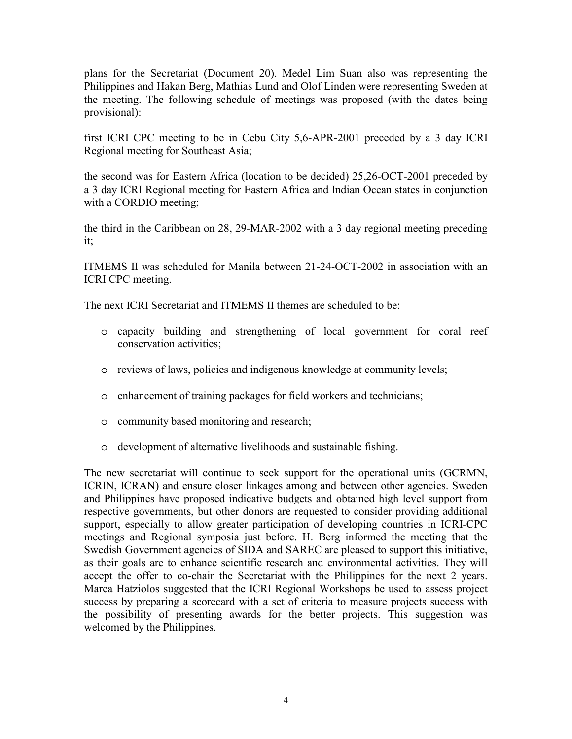plans for the Secretariat (Document 20). Medel Lim Suan also was representing the Philippines and Hakan Berg, Mathias Lund and Olof Linden were representing Sweden at the meeting. The following schedule of meetings was proposed (with the dates being provisional):

first ICRI CPC meeting to be in Cebu City 5,6-APR-2001 preceded by a 3 day ICRI Regional meeting for Southeast Asia;

the second was for Eastern Africa (location to be decided) 25,26-OCT-2001 preceded by a 3 day ICRI Regional meeting for Eastern Africa and Indian Ocean states in conjunction with a CORDIO meeting;

the third in the Caribbean on 28, 29-MAR-2002 with a 3 day regional meeting preceding it;

ITMEMS II was scheduled for Manila between 21-24-OCT-2002 in association with an ICRI CPC meeting.

The next ICRI Secretariat and ITMEMS II themes are scheduled to be:

- capacity building and strengthening of local government for coral reef conservation activities;
- reviews of laws, policies and indigenous knowledge at community levels;
- enhancement of training packages for field workers and technicians;
- community based monitoring and research;
- development of alternative livelihoods and sustainable fishing.

The new secretariat will continue to seek support for the operational units (GCRMN, ICRIN, ICRAN) and ensure closer linkages among and between other agencies. Sweden and Philippines have proposed indicative budgets and obtained high level support from respective governments, but other donors are requested to consider providing additional support, especially to allow greater participation of developing countries in ICRI-CPC meetings and Regional symposia just before. H. Berg informed the meeting that the Swedish Government agencies of SIDA and SAREC are pleased to support this initiative, as their goals are to enhance scientific research and environmental activities. They will accept the offer to co-chair the Secretariat with the Philippines for the next 2 years. Marea Hatziolos suggested that the ICRI Regional Workshops be used to assess project success by preparing a scorecard with a set of criteria to measure projects success with the possibility of presenting awards for the better projects. This suggestion was welcomed by the Philippines.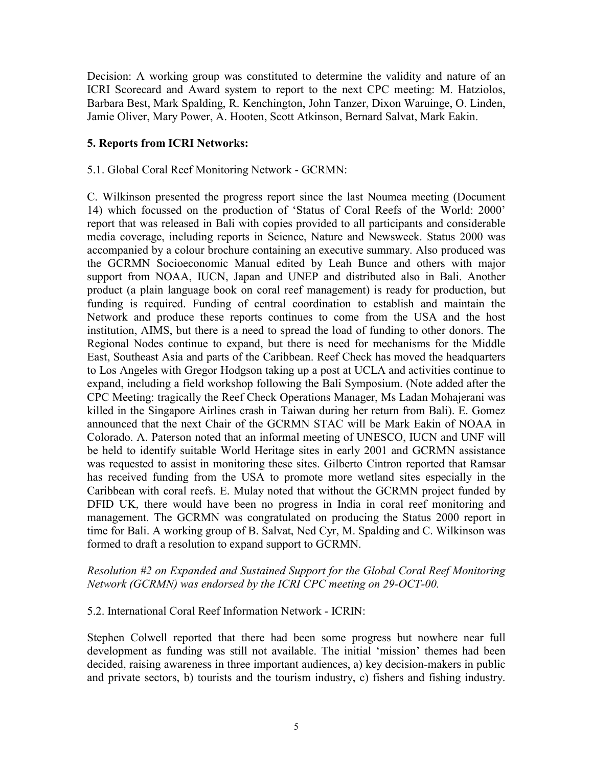Decision: A working group was constituted to determine the validity and nature of an ICRI Scorecard and Award system to report to the next CPC meeting: M. Hatziolos, Barbara Best, Mark Spalding, R. Kenchington, John Tanzer, Dixon Waruinge, O. Linden, Jamie Oliver, Mary Power, A. Hooten, Scott Atkinson, Bernard Salvat, Mark Eakin.

## 5. Reports from ICRI Networks:

5.1. Global Coral Reef Monitoring Network - GCRMN:

C. Wilkinson presented the progress report since the last Noumea meeting (Document 14) which focussed on the production of 'Status of Coral Reefs of the World: 2000' report that was released in Bali with copies provided to all participants and considerable media coverage, including reports in Science, Nature and Newsweek. Status 2000 was accompanied by a colour brochure containing an executive summary. Also produced was the GCRMN Socioeconomic Manual edited by Leah Bunce and others with major support from NOAA, IUCN, Japan and UNEP and distributed also in Bali. Another product (a plain language book on coral reef management) is ready for production, but funding is required. Funding of central coordination to establish and maintain the Network and produce these reports continues to come from the USA and the host institution, AIMS, but there is a need to spread the load of funding to other donors. The Regional Nodes continue to expand, but there is need for mechanisms for the Middle East, Southeast Asia and parts of the Caribbean. Reef Check has moved the headquarters to Los Angeles with Gregor Hodgson taking up a post at UCLA and activities continue to expand, including a field workshop following the Bali Symposium. (Note added after the CPC Meeting: tragically the Reef Check Operations Manager, Ms Ladan Mohajerani was killed in the Singapore Airlines crash in Taiwan during her return from Bali). E. Gomez announced that the next Chair of the GCRMN STAC will be Mark Eakin of NOAA in Colorado. A. Paterson noted that an informal meeting of UNESCO, IUCN and UNF will be held to identify suitable World Heritage sites in early 2001 and GCRMN assistance was requested to assist in monitoring these sites. Gilberto Cintron reported that Ramsar has received funding from the USA to promote more wetland sites especially in the Caribbean with coral reefs. E. Mulay noted that without the GCRMN project funded by DFID UK, there would have been no progress in India in coral reef monitoring and management. The GCRMN was congratulated on producing the Status 2000 report in time for Bali. A working group of B. Salvat, Ned Cyr, M. Spalding and C. Wilkinson was formed to draft a resolution to expand support to GCRMN.

*Resolution #2 on Expanded and Sustained Support for the Global Coral Reef Monitoring Network (GCRMN) was endorsed by the ICRI CPC meeting on 29-OCT-00.*

5.2. International Coral Reef Information Network - ICRIN:

Stephen Colwell reported that there had been some progress but nowhere near full development as funding was still not available. The initial 'mission' themes had been decided, raising awareness in three important audiences, a) key decision-makers in public and private sectors, b) tourists and the tourism industry, c) fishers and fishing industry.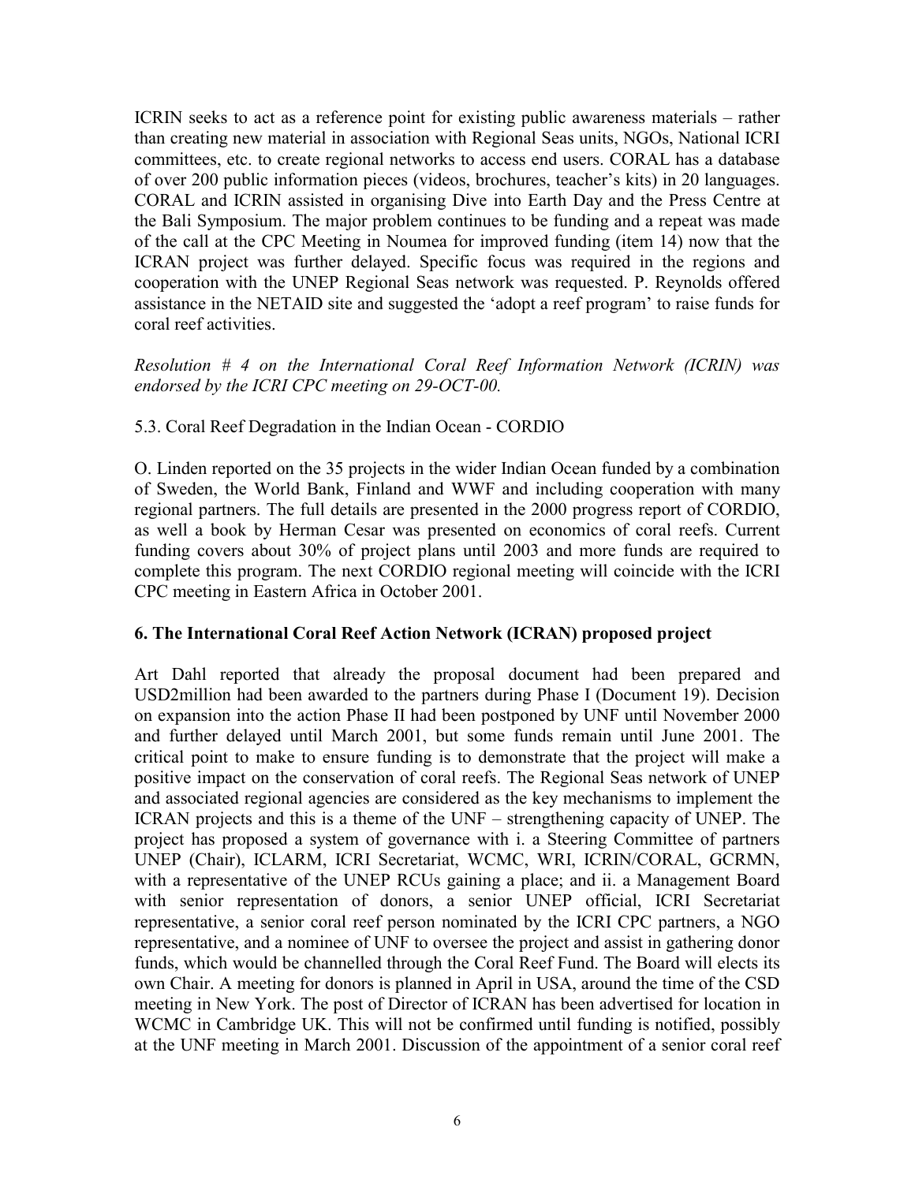ICRIN seeks to act as a reference point for existing public awareness materials – rather than creating new material in association with Regional Seas units, NGOs, National ICRI committees, etc. to create regional networks to access end users. CORAL has a database of over 200 public information pieces (videos, brochures, teacher's kits) in 20 languages. CORAL and ICRIN assisted in organising Dive into Earth Day and the Press Centre at the Bali Symposium. The major problem continues to be funding and a repeat was made of the call at the CPC Meeting in Noumea for improved funding (item 14) now that the ICRAN project was further delayed. Specific focus was required in the regions and cooperation with the UNEP Regional Seas network was requested. P. Reynolds offered assistance in the NETAID site and suggested the 'adopt a reef program' to raise funds for coral reef activities.

*Resolution # 4 on the International Coral Reef Information Network (ICRIN) was endorsed by the ICRI CPC meeting on 29-OCT-00.*

5.3. Coral Reef Degradation in the Indian Ocean - CORDIO

O. Linden reported on the 35 projects in the wider Indian Ocean funded by a combination of Sweden, the World Bank, Finland and WWF and including cooperation with many regional partners. The full details are presented in the 2000 progress report of CORDIO, as well a book by Herman Cesar was presented on economics of coral reefs. Current funding covers about 30% of project plans until 2003 and more funds are required to complete this program. The next CORDIO regional meeting will coincide with the ICRI CPC meeting in Eastern Africa in October 2001.

## 6. The International Coral Reef Action Network (ICRAN) proposed project

Art Dahl reported that already the proposal document had been prepared and USD2million had been awarded to the partners during Phase I (Document 19). Decision on expansion into the action Phase II had been postponed by UNF until November 2000 and further delayed until March 2001, but some funds remain until June 2001. The critical point to make to ensure funding is to demonstrate that the project will make a positive impact on the conservation of coral reefs. The Regional Seas network of UNEP and associated regional agencies are considered as the key mechanisms to implement the ICRAN projects and this is a theme of the UNF – strengthening capacity of UNEP. The project has proposed a system of governance with i. a Steering Committee of partners UNEP (Chair), ICLARM, ICRI Secretariat, WCMC, WRI, ICRIN/CORAL, GCRMN, with a representative of the UNEP RCUs gaining a place; and ii. a Management Board with senior representation of donors, a senior UNEP official, ICRI Secretariat representative, a senior coral reef person nominated by the ICRI CPC partners, a NGO representative, and a nominee of UNF to oversee the project and assist in gathering donor funds, which would be channelled through the Coral Reef Fund. The Board will elects its own Chair. A meeting for donors is planned in April in USA, around the time of the CSD meeting in New York. The post of Director of ICRAN has been advertised for location in WCMC in Cambridge UK. This will not be confirmed until funding is notified, possibly at the UNF meeting in March 2001. Discussion of the appointment of a senior coral reef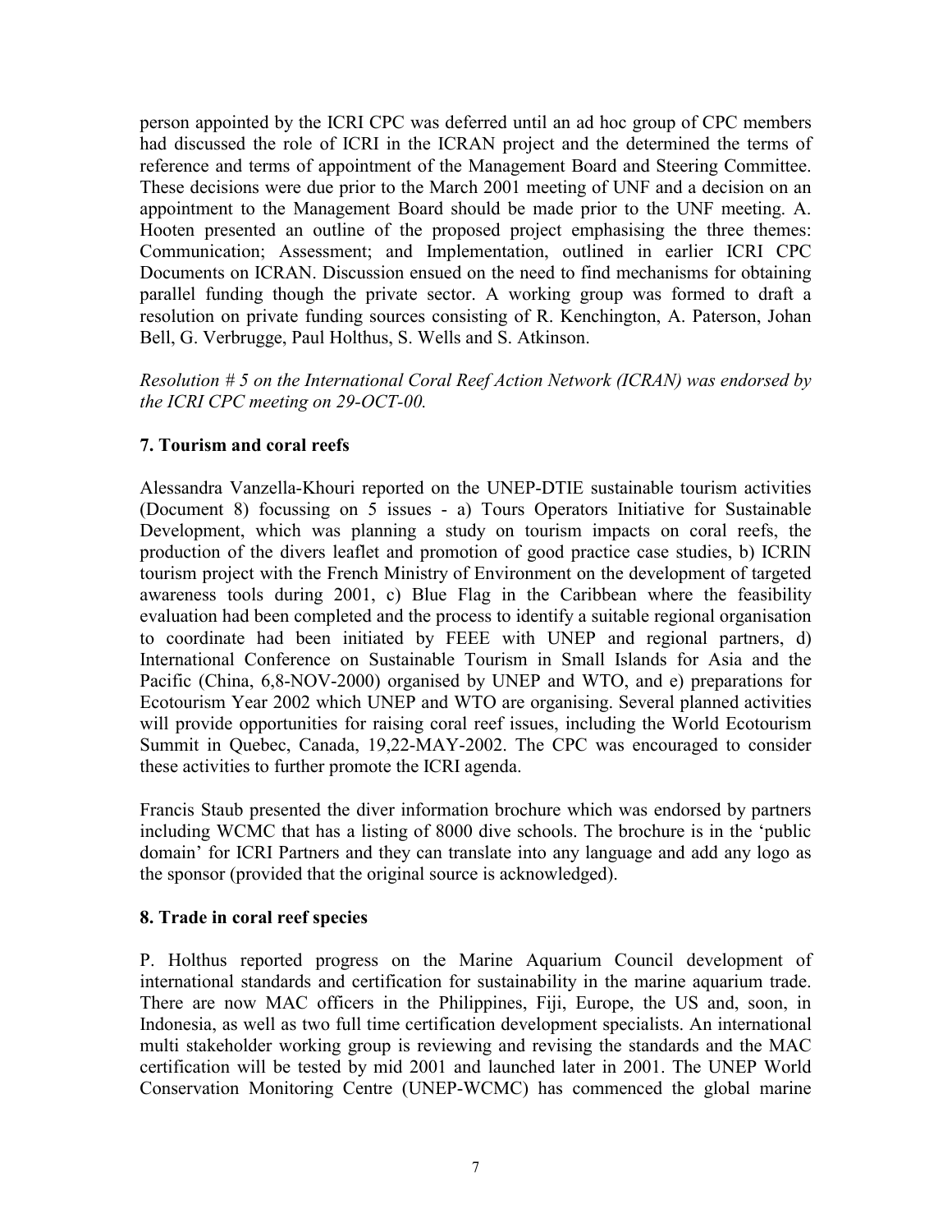person appointed by the ICRI CPC was deferred until an ad hoc group of CPC members had discussed the role of ICRI in the ICRAN project and the determined the terms of reference and terms of appointment of the Management Board and Steering Committee. These decisions were due prior to the March 2001 meeting of UNF and a decision on an appointment to the Management Board should be made prior to the UNF meeting. A. Hooten presented an outline of the proposed project emphasising the three themes: Communication; Assessment; and Implementation, outlined in earlier ICRI CPC Documents on ICRAN. Discussion ensued on the need to find mechanisms for obtaining parallel funding though the private sector. A working group was formed to draft a resolution on private funding sources consisting of R. Kenchington, A. Paterson, Johan Bell, G. Verbrugge, Paul Holthus, S. Wells and S. Atkinson.

*Resolution # 5 on the International Coral Reef Action Network (ICRAN) was endorsed by the ICRI CPC meeting on 29-OCT-00.*

## 7. Tourism and coral reefs

Alessandra Vanzella-Khouri reported on the UNEP-DTIE sustainable tourism activities (Document 8) focussing on 5 issues - a) Tours Operators Initiative for Sustainable Development, which was planning a study on tourism impacts on coral reefs, the production of the divers leaflet and promotion of good practice case studies, b) ICRIN tourism project with the French Ministry of Environment on the development of targeted awareness tools during 2001, c) Blue Flag in the Caribbean where the feasibility evaluation had been completed and the process to identify a suitable regional organisation to coordinate had been initiated by FEEE with UNEP and regional partners, d) International Conference on Sustainable Tourism in Small Islands for Asia and the Pacific (China, 6,8-NOV-2000) organised by UNEP and WTO, and e) preparations for Ecotourism Year 2002 which UNEP and WTO are organising. Several planned activities will provide opportunities for raising coral reef issues, including the World Ecotourism Summit in Quebec, Canada, 19,22-MAY-2002. The CPC was encouraged to consider these activities to further promote the ICRI agenda.

Francis Staub presented the diver information brochure which was endorsed by partners including WCMC that has a listing of 8000 dive schools. The brochure is in the 'public domain' for ICRI Partners and they can translate into any language and add any logo as the sponsor (provided that the original source is acknowledged).

## 8. Trade in coral reef species

P. Holthus reported progress on the Marine Aquarium Council development of international standards and certification for sustainability in the marine aquarium trade. There are now MAC officers in the Philippines, Fiji, Europe, the US and, soon, in Indonesia, as well as two full time certification development specialists. An international multi stakeholder working group is reviewing and revising the standards and the MAC certification will be tested by mid 2001 and launched later in 2001. The UNEP World Conservation Monitoring Centre (UNEP-WCMC) has commenced the global marine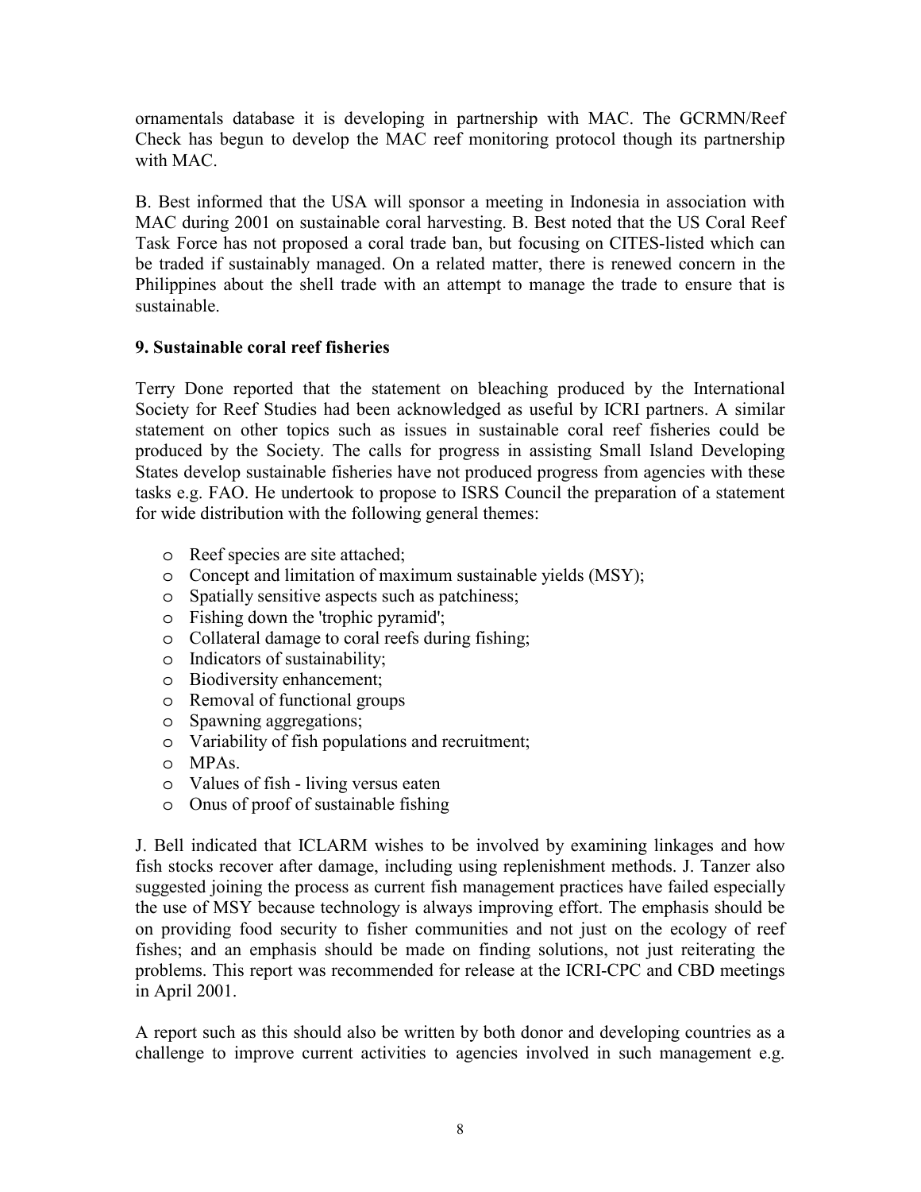ornamentals database it is developing in partnership with MAC. The GCRMN/Reef Check has begun to develop the MAC reef monitoring protocol though its partnership with MAC.

B. Best informed that the USA will sponsor a meeting in Indonesia in association with MAC during 2001 on sustainable coral harvesting. B. Best noted that the US Coral Reef Task Force has not proposed a coral trade ban, but focusing on CITES-listed which can be traded if sustainably managed. On a related matter, there is renewed concern in the Philippines about the shell trade with an attempt to manage the trade to ensure that is sustainable.

**9. Sustainable coral reef fisheries**

Terry Done reported that the statement on bleaching produced by the International Society for Reef Studies had been acknowledged as useful by ICRI partners. A similar statement on other topics such as issues in sustainable coral reef fisheries could be produced by the Society. The calls for progress in assisting Small Island Developing States develop sustainable fisheries have not produced progress from agencies with these tasks e.g. FAO. He undertook to propose to ISRS Council the preparation of a statement for wide distribution with the following general themes:

- Reef species are site attached;
- Concept and limitation of maximum sustainable yields (MSY);
- Spatially sensitive aspects such as patchiness;
- Fishing down the 'trophic pyramid';
- Collateral damage to coral reefs during fishing;
- Indicators of sustainability;
- Biodiversity enhancement;
- Removal of functional groups
- Spawning aggregations;
- Variability of fish populations and recruitment;
- MPAs.
- Values of fish - living versus eaten
- Onus of proof of sustainable fishing

J. Bell indicated that ICLARM wishes to be involved by examining linkages and how fish stocks recover after damage, including using replenishment methods. J. Tanzer also suggested joining the process as current fish management practices have failed especially the use of MSY because technology is always improving effort. The emphasis should be on providing food security to fisher communities and not just on the ecology of reef fishes; and an emphasis should be made on finding solutions, not just reiterating the problems. This report was recommended for release at the ICRI-CPC and CBD meetings in April 2001.

A report such as this should also be written by both donor and developing countries as a challenge to improve current activities to agencies involved in such management e.g.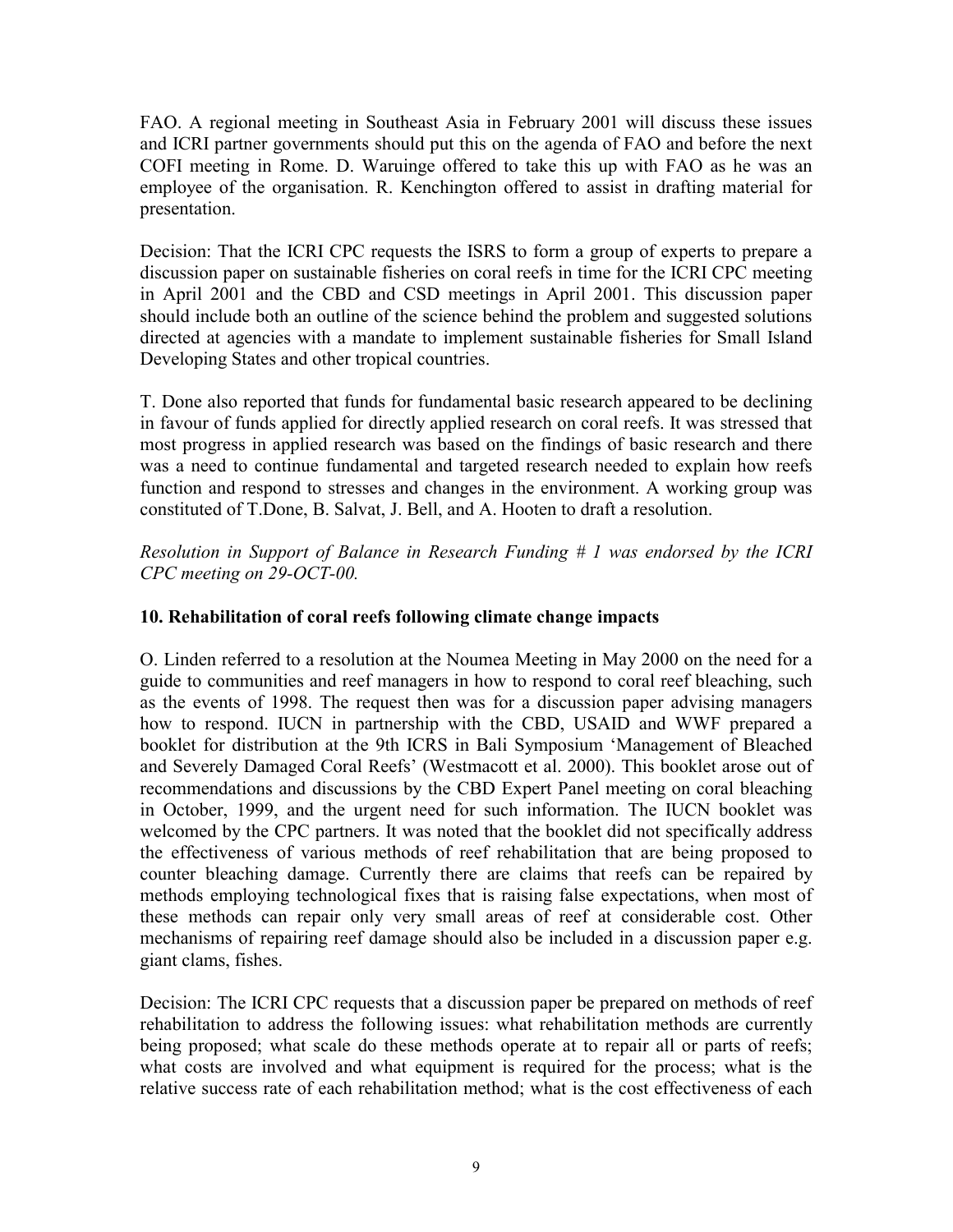FAO. A regional meeting in Southeast Asia in February 2001 will discuss these issues and ICRI partner governments should put this on the agenda of FAO and before the next COFI meeting in Rome. D. Waruinge offered to take this up with FAO as he was an employee of the organisation. R. Kenchington offered to assist in drafting material for presentation.

Decision: That the ICRI CPC requests the ISRS to form a group of experts to prepare a discussion paper on sustainable fisheries on coral reefs in time for the ICRI CPC meeting in April 2001 and the CBD and CSD meetings in April 2001. This discussion paper should include both an outline of the science behind the problem and suggested solutions directed at agencies with a mandate to implement sustainable fisheries for Small Island Developing States and other tropical countries.

T. Done also reported that funds for fundamental basic research appeared to be declining in favour of funds applied for directly applied research on coral reefs. It was stressed that most progress in applied research was based on the findings of basic research and there was a need to continue fundamental and targeted research needed to explain how reefs function and respond to stresses and changes in the environment. A working group was constituted of T.Done, B. Salvat, J. Bell, and A. Hooten to draft a resolution.

*Resolution in Support of Balance in Research Funding # 1 was endorsed by the ICRI CPC meeting on 29-OCT-00.*

## 10. Rehabilitation of coral reefs following climate change impacts

O. Linden referred to a resolution at the Noumea Meeting in May 2000 on the need for a guide to communities and reef managers in how to respond to coral reef bleaching, such as the events of 1998. The request then was for a discussion paper advising managers how to respond. IUCN in partnership with the CBD, USAID and WWF prepared a booklet for distribution at the 9th ICRS in Bali Symposium 'Management of Bleached and Severely Damaged Coral Reefs' (Westmacott et al. 2000). This booklet arose out of recommendations and discussions by the CBD Expert Panel meeting on coral bleaching in October, 1999, and the urgent need for such information. The IUCN booklet was welcomed by the CPC partners. It was noted that the booklet did not specifically address the effectiveness of various methods of reef rehabilitation that are being proposed to counter bleaching damage. Currently there are claims that reefs can be repaired by methods employing technological fixes that is raising false expectations, when most of these methods can repair only very small areas of reef at considerable cost. Other mechanisms of repairing reef damage should also be included in a discussion paper e.g. giant clams, fishes.

Decision: The ICRI CPC requests that a discussion paper be prepared on methods of reef rehabilitation to address the following issues: what rehabilitation methods are currently being proposed; what scale do these methods operate at to repair all or parts of reefs; what costs are involved and what equipment is required for the process; what is the relative success rate of each rehabilitation method; what is the cost effectiveness of each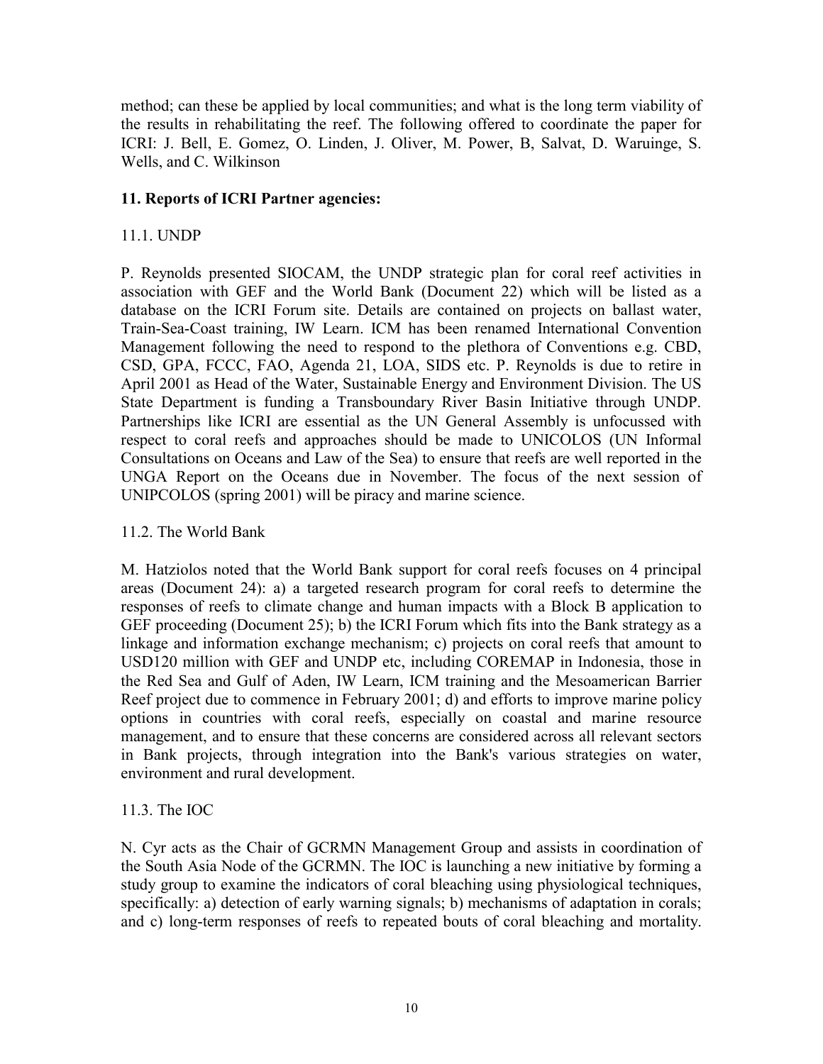method; can these be applied by local communities; and what is the long term viability of the results in rehabilitating the reef. The following offered to coordinate the paper for ICRI: J. Bell, E. Gomez, O. Linden, J. Oliver, M. Power, B, Salvat, D. Waruinge, S. Wells, and C. Wilkinson

## 11. Reports of ICRI Partner agencies:

### 11.1. UNDP

P. Reynolds presented SIOCAM, the UNDP strategic plan for coral reef activities in association with GEF and the World Bank (Document 22) which will be listed as a database on the ICRI Forum site. Details are contained on projects on ballast water, Train-Sea-Coast training, IW Learn. ICM has been renamed International Convention Management following the need to respond to the plethora of Conventions e.g. CBD, CSD, GPA, FCCC, FAO, Agenda 21, LOA, SIDS etc. P. Reynolds is due to retire in April 2001 as Head of the Water, Sustainable Energy and Environment Division. The US State Department is funding a Transboundary River Basin Initiative through UNDP. Partnerships like ICRI are essential as the UN General Assembly is unfocussed with respect to coral reefs and approaches should be made to UNICOLOS (UN Informal Consultations on Oceans and Law of the Sea) to ensure that reefs are well reported in the UNGA Report on the Oceans due in November. The focus of the next session of UNIPCOLOS (spring 2001) will be piracy and marine science.

### 11.2. The World Bank

M. Hatziolos noted that the World Bank support for coral reefs focuses on 4 principal areas (Document 24): a) a targeted research program for coral reefs to determine the responses of reefs to climate change and human impacts with a Block B application to GEF proceeding (Document 25); b) the ICRI Forum which fits into the Bank strategy as a linkage and information exchange mechanism; c) projects on coral reefs that amount to USD120 million with GEF and UNDP etc, including COREMAP in Indonesia, those in the Red Sea and Gulf of Aden, IW Learn, ICM training and the Mesoamerican Barrier Reef project due to commence in February 2001; d) and efforts to improve marine policy options in countries with coral reefs, especially on coastal and marine resource management, and to ensure that these concerns are considered across all relevant sectors in Bank projects, through integration into the Bank's various strategies on water, environment and rural development.

### 11.3. The IOC

N. Cyr acts as the Chair of GCRMN Management Group and assists in coordination of the South Asia Node of the GCRMN. The IOC is launching a new initiative by forming a study group to examine the indicators of coral bleaching using physiological techniques, specifically: a) detection of early warning signals; b) mechanisms of adaptation in corals; and c) long-term responses of reefs to repeated bouts of coral bleaching and mortality.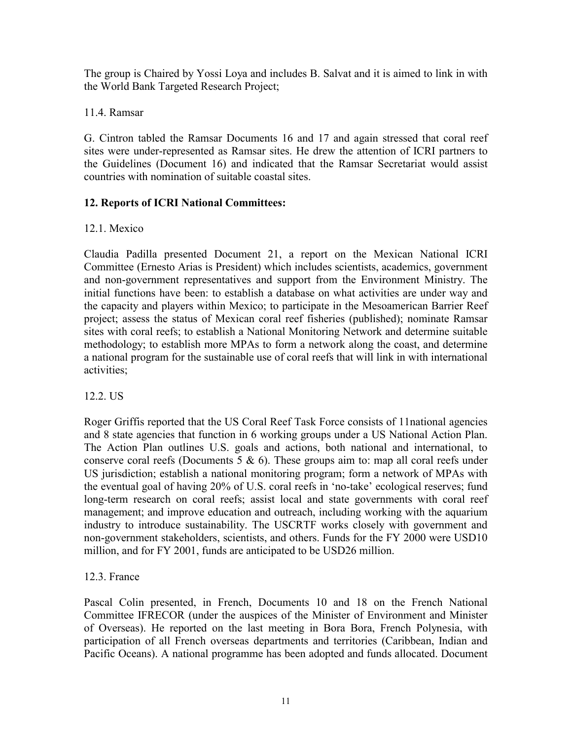The group is Chaired by Yossi Loya and includes B. Salvat and it is aimed to link in with the World Bank Targeted Research Project;

11.4. Ramsar

G. Cintron tabled the Ramsar Documents 16 and 17 and again stressed that coral reef sites were under-represented as Ramsar sites. He drew the attention of ICRI partners to the Guidelines (Document 16) and indicated that the Ramsar Secretariat would assist countries with nomination of suitable coastal sites.

**12. Reports of ICRI National Committees:**

12.1. Mexico

Claudia Padilla presented Document 21, a report on the Mexican National ICRI Committee (Ernesto Arias is President) which includes scientists, academics, government and non-government representatives and support from the Environment Ministry. The initial functions have been: to establish a database on what activities are under way and the capacity and players within Mexico; to participate in the Mesoamerican Barrier Reef project; assess the status of Mexican coral reef fisheries (published); nominate Ramsar sites with coral reefs; to establish a National Monitoring Network and determine suitable methodology; to establish more MPAs to form a network along the coast, and determine a national program for the sustainable use of coral reefs that will link in with international activities;

12.2. US

Roger Griffis reported that the US Coral Reef Task Force consists of 11national agencies and 8 state agencies that function in 6 working groups under a US National Action Plan. The Action Plan outlines U.S. goals and actions, both national and international, to conserve coral reefs (Documents 5 & 6). These groups aim to: map all coral reefs under US jurisdiction; establish a national monitoring program; form a network of MPAs with the eventual goal of having 20% of U.S. coral reefs in 'no-take' ecological reserves; fund long-term research on coral reefs; assist local and state governments with coral reef management; and improve education and outreach, including working with the aquarium industry to introduce sustainability. The USCRTF works closely with government and non-government stakeholders, scientists, and others. Funds for the FY 2000 were USD10 million, and for FY 2001, funds are anticipated to be USD26 million.

12.3. France

Pascal Colin presented, in French, Documents 10 and 18 on the French National Committee IFRECOR (under the auspices of the Minister of Environment and Minister of Overseas). He reported on the last meeting in Bora Bora, French Polynesia, with participation of all French overseas departments and territories (Caribbean, Indian and Pacific Oceans). A national programme has been adopted and funds allocated. Document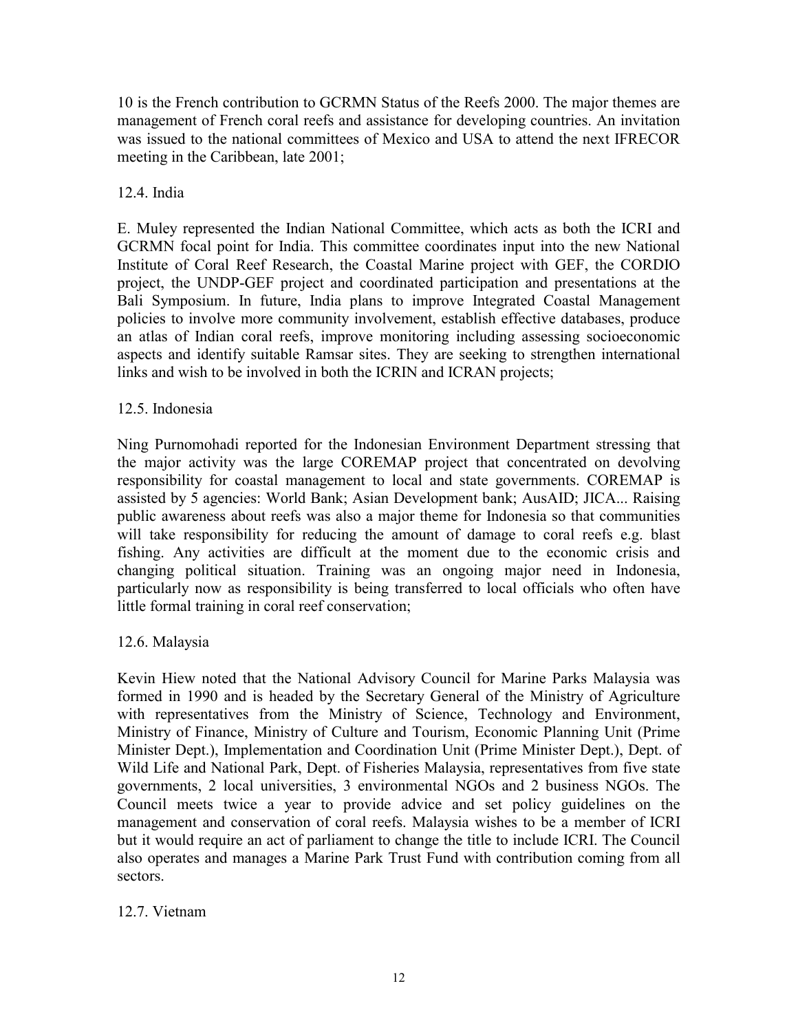10 is the French contribution to GCRMN Status of the Reefs 2000. The major themes are management of French coral reefs and assistance for developing countries. An invitation was issued to the national committees of Mexico and USA to attend the next IFRECOR meeting in the Caribbean, late 2001;

12.4. India

E. Muley represented the Indian National Committee, which acts as both the ICRI and GCRMN focal point for India. This committee coordinates input into the new National Institute of Coral Reef Research, the Coastal Marine project with GEF, the CORDIO project, the UNDP-GEF project and coordinated participation and presentations at the Bali Symposium. In future, India plans to improve Integrated Coastal Management policies to involve more community involvement, establish effective databases, produce an atlas of Indian coral reefs, improve monitoring including assessing socioeconomic aspects and identify suitable Ramsar sites. They are seeking to strengthen international links and wish to be involved in both the ICRIN and ICRAN projects;

12.5. Indonesia

Ning Purnomohadi reported for the Indonesian Environment Department stressing that the major activity was the large COREMAP project that concentrated on devolving responsibility for coastal management to local and state governments. COREMAP is assisted by 5 agencies: World Bank; Asian Development bank; AusAID; JICA... Raising public awareness about reefs was also a major theme for Indonesia so that communities will take responsibility for reducing the amount of damage to coral reefs e.g. blast fishing. Any activities are difficult at the moment due to the economic crisis and changing political situation. Training was an ongoing major need in Indonesia, particularly now as responsibility is being transferred to local officials who often have little formal training in coral reef conservation;

12.6. Malaysia

Kevin Hiew noted that the National Advisory Council for Marine Parks Malaysia was formed in 1990 and is headed by the Secretary General of the Ministry of Agriculture with representatives from the Ministry of Science, Technology and Environment, Ministry of Finance, Ministry of Culture and Tourism, Economic Planning Unit (Prime Minister Dept.), Implementation and Coordination Unit (Prime Minister Dept.), Dept. of Wild Life and National Park, Dept. of Fisheries Malaysia, representatives from five state governments, 2 local universities, 3 environmental NGOs and 2 business NGOs. The Council meets twice a year to provide advice and set policy guidelines on the management and conservation of coral reefs. Malaysia wishes to be a member of ICRI but it would require an act of parliament to change the title to include ICRI. The Council also operates and manages a Marine Park Trust Fund with contribution coming from all sectors.

12.7. Vietnam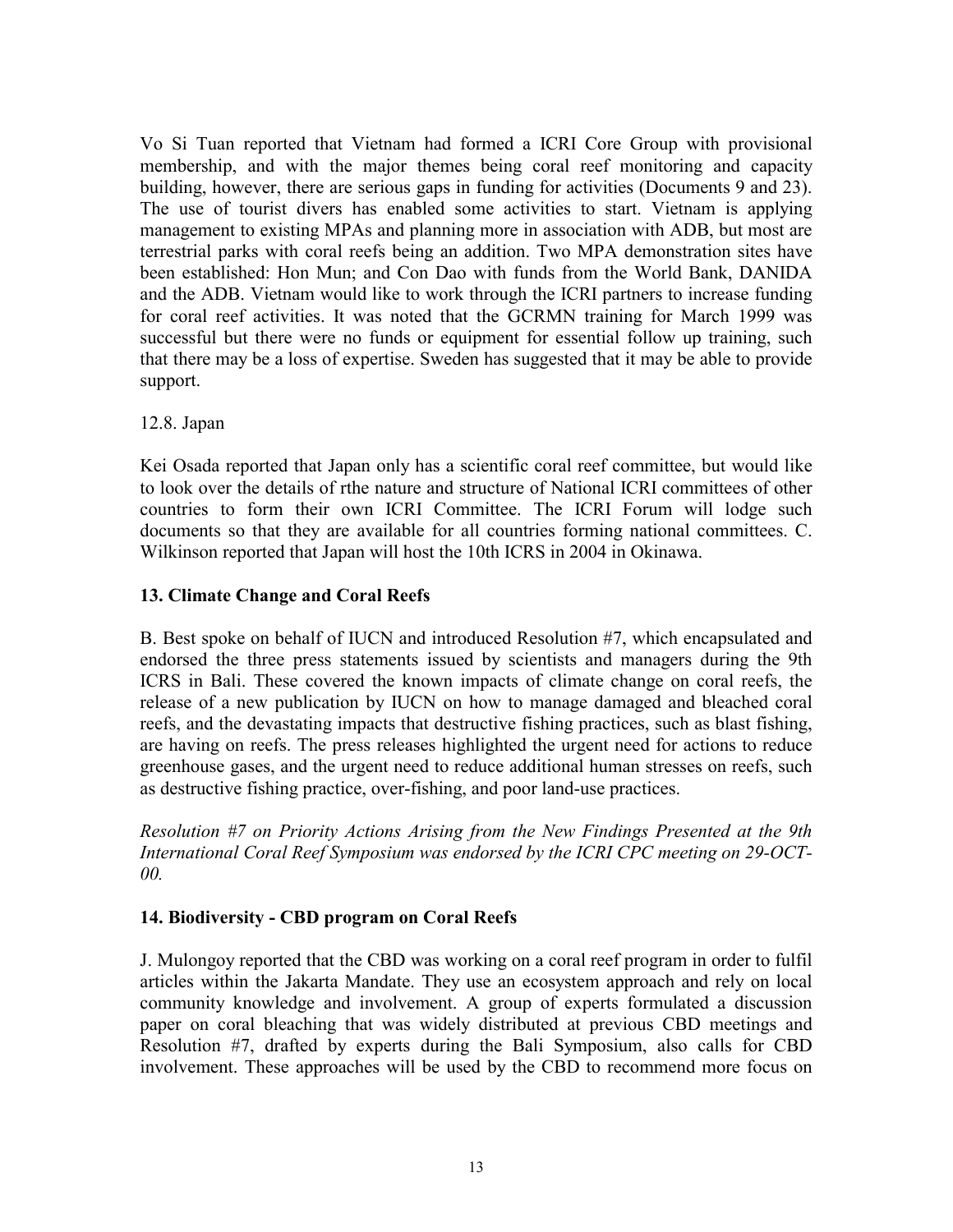Vo Si Tuan reported that Vietnam had formed a ICRI Core Group with provisional membership, and with the major themes being coral reef monitoring and capacity building, however, there are serious gaps in funding for activities (Documents 9 and 23). The use of tourist divers has enabled some activities to start. Vietnam is applying management to existing MPAs and planning more in association with ADB, but most are terrestrial parks with coral reefs being an addition. Two MPA demonstration sites have been established: Hon Mun; and Con Dao with funds from the World Bank, DANIDA and the ADB. Vietnam would like to work through the ICRI partners to increase funding for coral reef activities. It was noted that the GCRMN training for March 1999 was successful but there were no funds or equipment for essential follow up training, such that there may be a loss of expertise. Sweden has suggested that it may be able to provide support.

12.8. Japan

Kei Osada reported that Japan only has a scientific coral reef committee, but would like to look over the details of rthe nature and structure of National ICRI committees of other countries to form their own ICRI Committee. The ICRI Forum will lodge such documents so that they are available for all countries forming national committees. C. Wilkinson reported that Japan will host the 10th ICRS in 2004 in Okinawa.

## 13. Climate Change and Coral Reefs

B. Best spoke on behalf of IUCN and introduced Resolution #7, which encapsulated and endorsed the three press statements issued by scientists and managers during the 9th ICRS in Bali. These covered the known impacts of climate change on coral reefs, the release of a new publication by IUCN on how to manage damaged and bleached coral reefs, and the devastating impacts that destructive fishing practices, such as blast fishing, are having on reefs. The press releases highlighted the urgent need for actions to reduce greenhouse gases, and the urgent need to reduce additional human stresses on reefs, such as destructive fishing practice, over-fishing, and poor land-use practices.

*Resolution #7 on Priority Actions Arising from the New Findings Presented at the 9th International Coral Reef Symposium was endorsed by the ICRI CPC meeting on 29-OCT-00.*

## 14. Biodiversity - CBD program on Coral Reefs

J. Mulongoy reported that the CBD was working on a coral reef program in order to fulfil articles within the Jakarta Mandate. They use an ecosystem approach and rely on local community knowledge and involvement. A group of experts formulated a discussion paper on coral bleaching that was widely distributed at previous CBD meetings and Resolution #7, drafted by experts during the Bali Symposium, also calls for CBD involvement. These approaches will be used by the CBD to recommend more focus on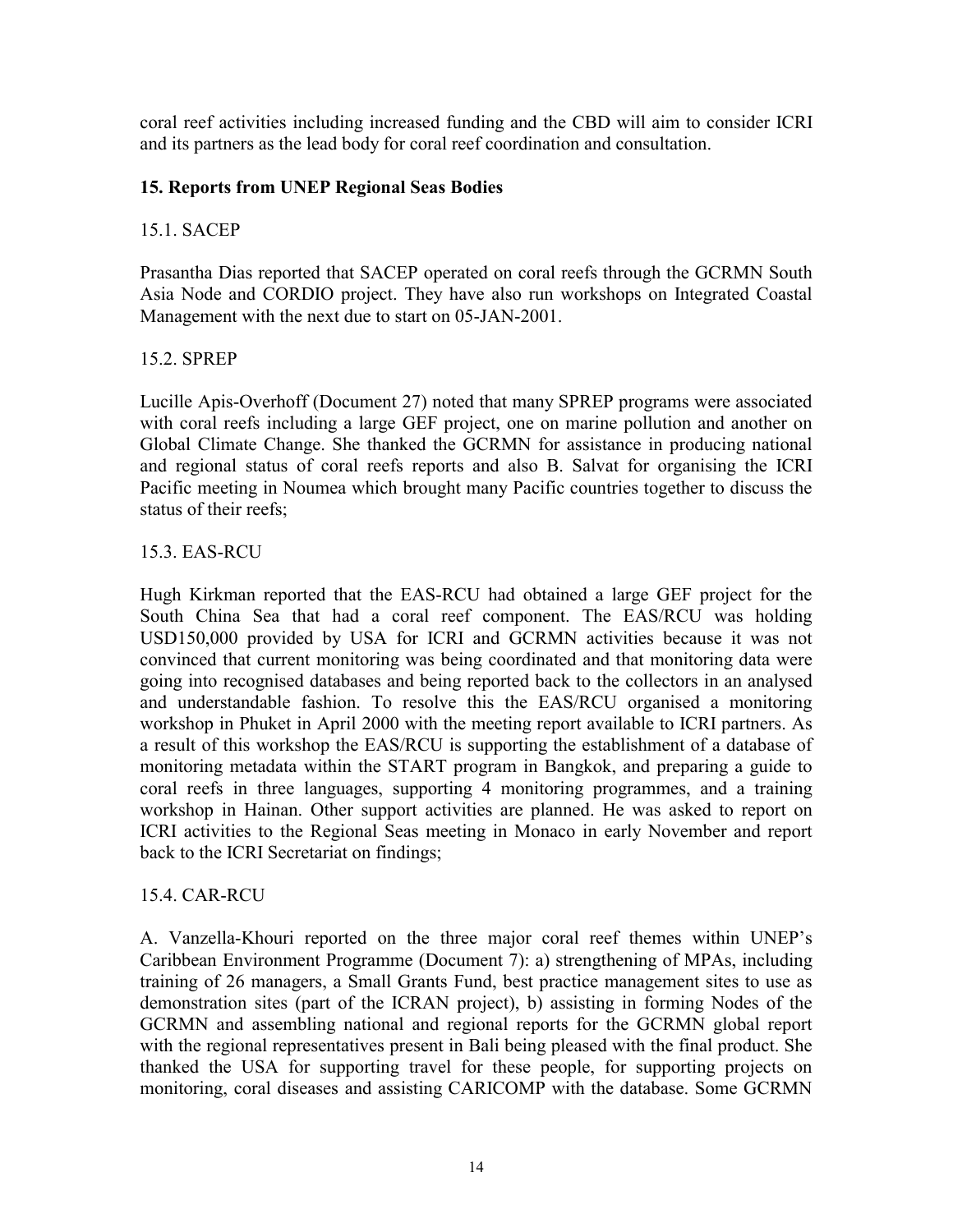coral reef activities including increased funding and the CBD will aim to consider ICRI and its partners as the lead body for coral reef coordination and consultation.

## 15. Reports from UNEP Regional Seas Bodies

### 15.1. SACEP

Prasantha Dias reported that SACEP operated on coral reefs through the GCRMN South Asia Node and CORDIO project. They have also run workshops on Integrated Coastal Management with the next due to start on 05-JAN-2001.

### 15.2. SPREP

Lucille Apis-Overhoff (Document 27) noted that many SPREP programs were associated with coral reefs including a large GEF project, one on marine pollution and another on Global Climate Change. She thanked the GCRMN for assistance in producing national and regional status of coral reefs reports and also B. Salvat for organising the ICRI Pacific meeting in Noumea which brought many Pacific countries together to discuss the status of their reefs;

### 15.3. EAS-RCU

Hugh Kirkman reported that the EAS-RCU had obtained a large GEF project for the South China Sea that had a coral reef component. The EAS/RCU was holding USD150,000 provided by USA for ICRI and GCRMN activities because it was not convinced that current monitoring was being coordinated and that monitoring data were going into recognised databases and being reported back to the collectors in an analysed and understandable fashion. To resolve this the EAS/RCU organised a monitoring workshop in Phuket in April 2000 with the meeting report available to ICRI partners. As a result of this workshop the EAS/RCU is supporting the establishment of a database of monitoring metadata within the START program in Bangkok, and preparing a guide to coral reefs in three languages, supporting 4 monitoring programmes, and a training workshop in Hainan. Other support activities are planned. He was asked to report on ICRI activities to the Regional Seas meeting in Monaco in early November and report back to the ICRI Secretariat on findings;

### 15.4. CAR-RCU

A. Vanzella-Khouri reported on the three major coral reef themes within UNEP's Caribbean Environment Programme (Document 7): a) strengthening of MPAs, including training of 26 managers, a Small Grants Fund, best practice management sites to use as demonstration sites (part of the ICRAN project), b) assisting in forming Nodes of the GCRMN and assembling national and regional reports for the GCRMN global report with the regional representatives present in Bali being pleased with the final product. She thanked the USA for supporting travel for these people, for supporting projects on monitoring, coral diseases and assisting CARICOMP with the database. Some GCRMN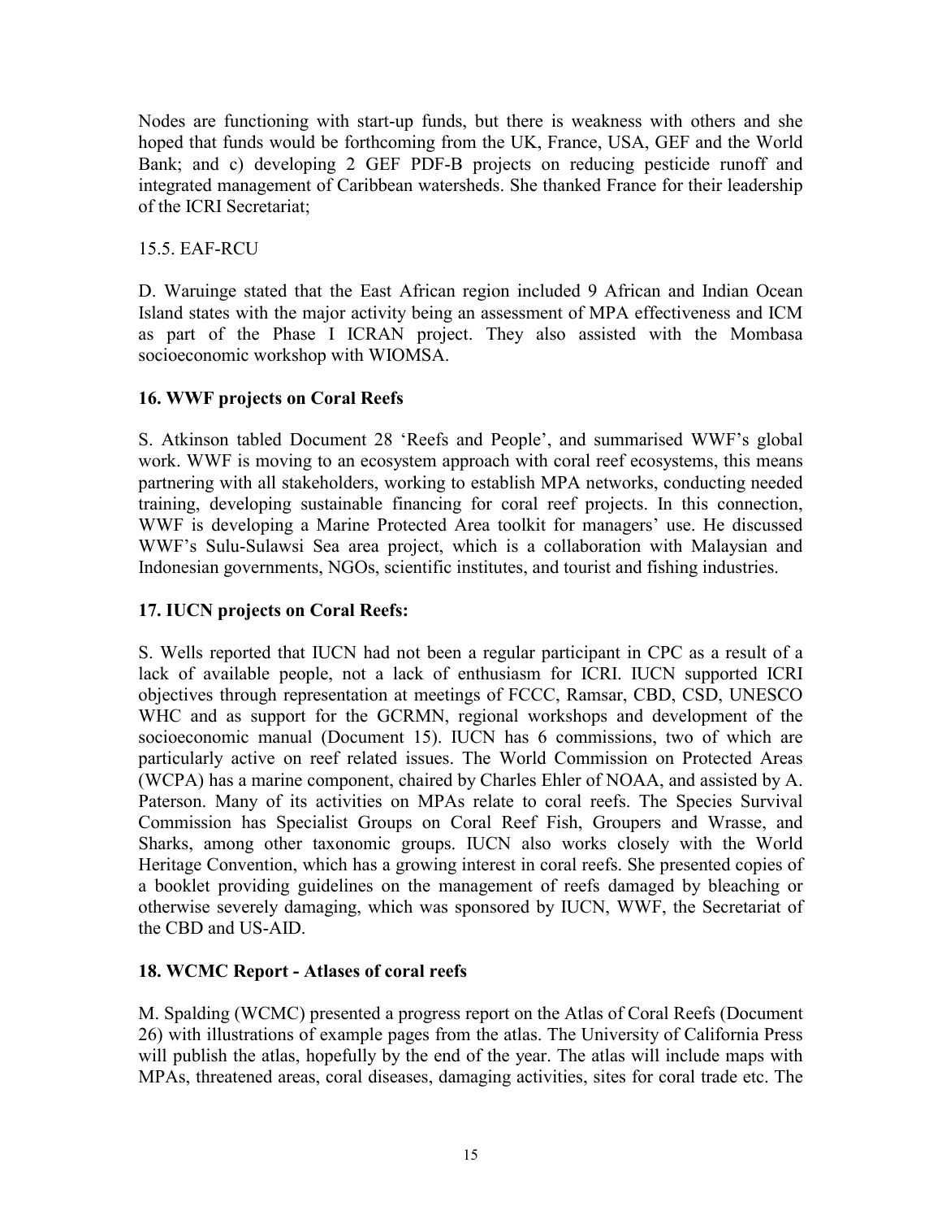Nodes are functioning with start-up funds, but there is weakness with others and she hoped that funds would be forthcoming from the UK, France, USA, GEF and the World Bank; and c) developing 2 GEF PDF-B projects on reducing pesticide runoff and integrated management of Caribbean watersheds. She thanked France for their leadership of the ICRI Secretariat;

15.5. EAF-RCU

D. Waruinge stated that the East African region included 9 African and Indian Ocean Island states with the major activity being an assessment of MPA effectiveness and ICM as part of the Phase I ICRAN project. They also assisted with the Mombasa socioeconomic workshop with WIOMSA.

## 16. WWF projects on Coral Reefs

S. Atkinson tabled Document 28 'Reefs and People', and summarised WWF's global work. WWF is moving to an ecosystem approach with coral reef ecosystems, this means partnering with all stakeholders, working to establish MPA networks, conducting needed training, developing sustainable financing for coral reef projects. In this connection, WWF is developing a Marine Protected Area toolkit for managers' use. He discussed WWF's Sulu-Sulawsi Sea area project, which is a collaboration with Malaysian and Indonesian governments, NGOs, scientific institutes, and tourist and fishing industries.

## 17. IUCN projects on Coral Reefs:

S. Wells reported that IUCN had not been a regular participant in CPC as a result of a lack of available people, not a lack of enthusiasm for ICRI. IUCN supported ICRI objectives through representation at meetings of FCCC, Ramsar, CBD, CSD, UNESCO WHC and as support for the GCRMN, regional workshops and development of the socioeconomic manual (Document 15). IUCN has 6 commissions, two of which are particularly active on reef related issues. The World Commission on Protected Areas (WCPA) has a marine component, chaired by Charles Ehler of NOAA, and assisted by A. Paterson. Many of its activities on MPAs relate to coral reefs. The Species Survival Commission has Specialist Groups on Coral Reef Fish, Groupers and Wrasse, and Sharks, among other taxonomic groups. IUCN also works closely with the World Heritage Convention, which has a growing interest in coral reefs. She presented copies of a booklet providing guidelines on the management of reefs damaged by bleaching or otherwise severely damaging, which was sponsored by IUCN, WWF, the Secretariat of the CBD and US-AID.

## 18. WCMC Report - Atlases of coral reefs

M. Spalding (WCMC) presented a progress report on the Atlas of Coral Reefs (Document 26) with illustrations of example pages from the atlas. The University of California Press will publish the atlas, hopefully by the end of the year. The atlas will include maps with MPAs, threatened areas, coral diseases, damaging activities, sites for coral trade etc. The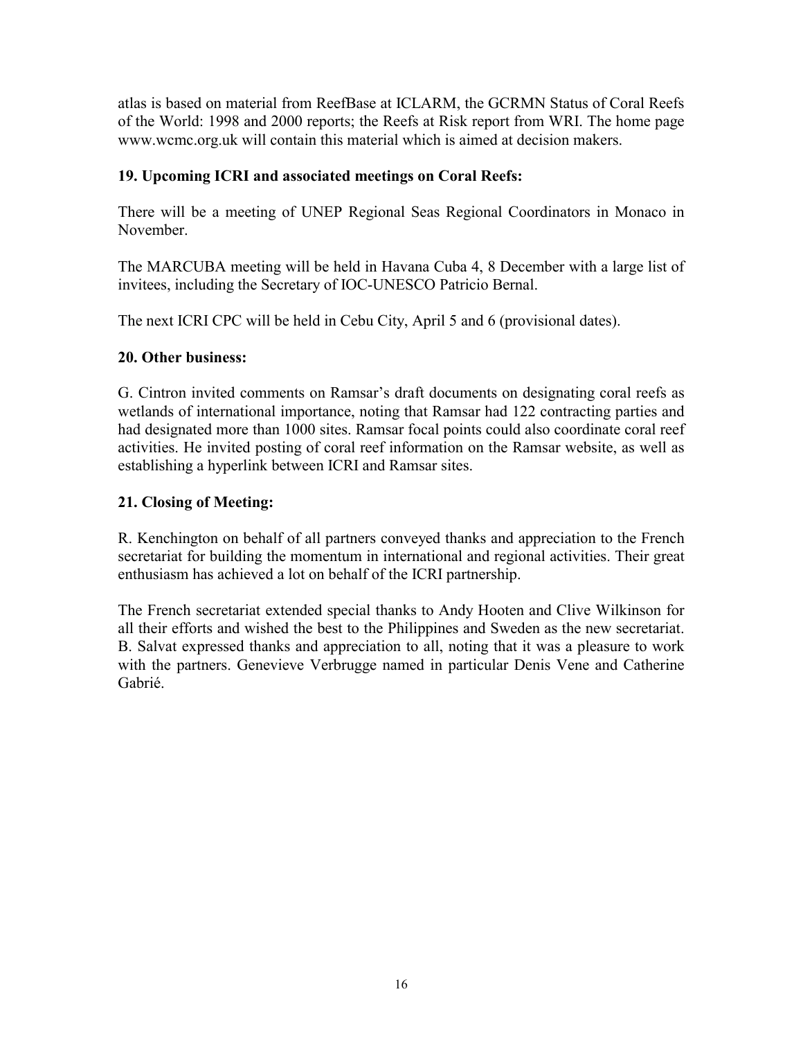atlas is based on material from ReefBase at ICLARM, the GCRMN Status of Coral Reefs of the World: 1998 and 2000 reports; the Reefs at Risk report from WRI. The home page www.wcmc.org.uk will contain this material which is aimed at decision makers.

## 19. Upcoming ICRI and associated meetings on Coral Reefs:

There will be a meeting of UNEP Regional Seas Regional Coordinators in Monaco in November.

The MARCUBA meeting will be held in Havana Cuba 4, 8 December with a large list of invitees, including the Secretary of IOC-UNESCO Patricio Bernal.

The next ICRI CPC will be held in Cebu City, April 5 and 6 (provisional dates).

## 20. Other business:

G. Cintron invited comments on Ramsar's draft documents on designating coral reefs as wetlands of international importance, noting that Ramsar had 122 contracting parties and had designated more than 1000 sites. Ramsar focal points could also coordinate coral reef activities. He invited posting of coral reef information on the Ramsar website, as well as establishing a hyperlink between ICRI and Ramsar sites.

## 21. Closing of Meeting:

R. Kenchington on behalf of all partners conveyed thanks and appreciation to the French secretariat for building the momentum in international and regional activities. Their great enthusiasm has achieved a lot on behalf of the ICRI partnership.

The French secretariat extended special thanks to Andy Hooten and Clive Wilkinson for all their efforts and wished the best to the Philippines and Sweden as the new secretariat. B. Salvat expressed thanks and appreciation to all, noting that it was a pleasure to work with the partners. Genevieve Verbrugge named in particular Denis Vene and Catherine Gabrié.